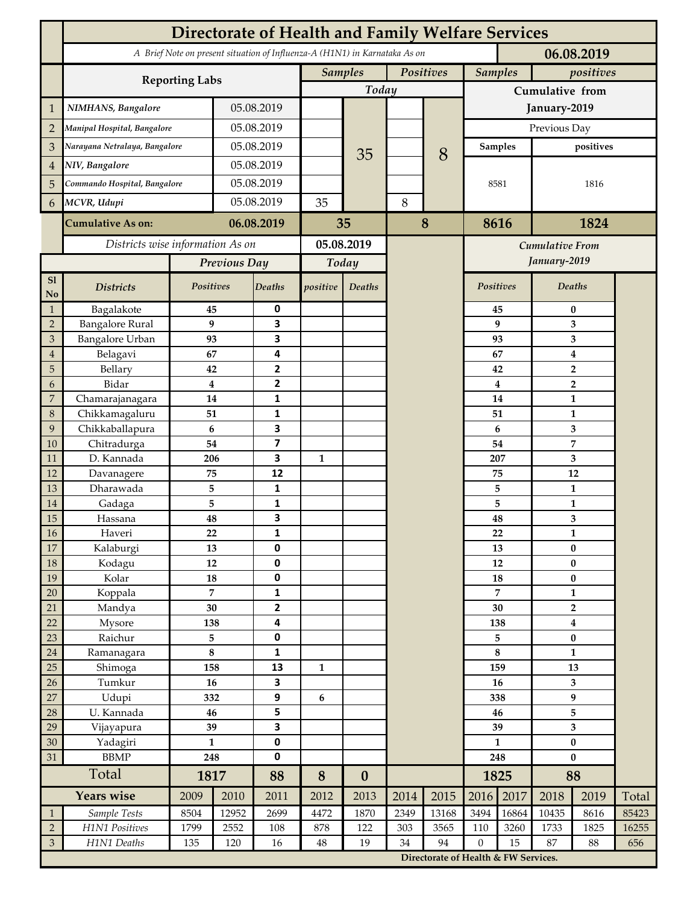# Directorate of Health and Family Welfare Services

*A Brief Note on present situation of Influenza-A (H1N1) in Karnataka As on* **06.08.2019**

| | Reporting Labs | | Samples Today | | Positives Today | | Samples Cumulative from January-2019 (Previous Day) | positives Cumulative from January-2019 (Previous Day) |
|---|---|---|---|---|---|---|---|---|
| 1 | *NIMHANS, Bangalore* | 05.08.2019 | | 35 | | 8 | 8581 | 1816 |
| 2 | *Manipal Hospital, Bangalore* | 05.08.2019 | | | | | | |
| 3 | *Narayana Netralaya, Bangalore* | 05.08.2019 | | | | | | |
| 4 | *NIV, Bangalore* | 05.08.2019 | | | | | | |
| 5 | *Commando Hospital, Bangalore* | 05.08.2019 | | | | | | |
| 6 | *MCVR, Udupi* | 05.08.2019 | 35 | | 8 | | | |
| | **Cumulative As on:** | **06.08.2019** | **35** | | **8** | | **8616** | **1824** |

*Districts wise information As on* **05.08.2019**

| Sl No | Districts | Previous Day Positives | Previous Day Deaths | Today positive | Today Deaths | Cumulative From January-2019 Positives | Cumulative From January-2019 Deaths |
|---|---|---|---|---|---|---|---|
| 1 | Bagalakote | 45 | 0 | | | 45 | 0 |
| 2 | Bangalore Rural | 9 | 3 | | | 9 | 3 |
| 3 | Bangalore Urban | 93 | 3 | | | 93 | 3 |
| 4 | Belagavi | 67 | 4 | | | 67 | 4 |
| 5 | Bellary | 42 | 2 | | | 42 | 2 |
| 6 | Bidar | 4 | 2 | | | 4 | 2 |
| 7 | Chamarajanagara | 14 | 1 | | | 14 | 1 |
| 8 | Chikkamagaluru | 51 | 1 | | | 51 | 1 |
| 9 | Chikkaballapura | 6 | 3 | | | 6 | 3 |
| 10 | Chitradurga | 54 | 7 | | | 54 | 7 |
| 11 | D. Kannada | 206 | 3 | 1 | | 207 | 3 |
| 12 | Davanagere | 75 | 12 | | | 75 | 12 |
| 13 | Dharawada | 5 | 1 | | | 5 | 1 |
| 14 | Gadaga | 5 | 1 | | | 5 | 1 |
| 15 | Hassana | 48 | 3 | | | 48 | 3 |
| 16 | Haveri | 22 | 1 | | | 22 | 1 |
| 17 | Kalaburgi | 13 | 0 | | | 13 | 0 |
| 18 | Kodagu | 12 | 0 | | | 12 | 0 |
| 19 | Kolar | 18 | 0 | | | 18 | 0 |
| 20 | Koppala | 7 | 1 | | | 7 | 1 |
| 21 | Mandya | 30 | 2 | | | 30 | 2 |
| 22 | Mysore | 138 | 4 | | | 138 | 4 |
| 23 | Raichur | 5 | 0 | | | 5 | 0 |
| 24 | Ramanagara | 8 | 1 | | | 8 | 1 |
| 25 | Shimoga | 158 | 13 | 1 | | 159 | 13 |
| 26 | Tumkur | 16 | 3 | | | 16 | 3 |
| 27 | Udupi | 332 | 9 | 6 | | 338 | 9 |
| 28 | U. Kannada | 46 | 5 | | | 46 | 5 |
| 29 | Vijayapura | 39 | 3 | | | 39 | 3 |
| 30 | Yadagiri | 1 | 0 | | | 1 | 0 |
| 31 | BBMP | 248 | 0 | | | 248 | 0 |
| | **Total** | **1817** | **88** | **8** | **0** | **1825** | **88** |

| | Years wise | 2009 | 2010 | 2011 | 2012 | 2013 | 2014 | 2015 | 2016 | 2017 | 2018 | 2019 | Total |
|---|---|---|---|---|---|---|---|---|---|---|---|---|---|
| 1 | *Sample Tests* | 8504 | 12952 | 2699 | 4472 | 1870 | 2349 | 13168 | 3494 | 16864 | 10435 | 8616 | 85423 |
| 2 | *H1N1 Positives* | 1799 | 2552 | 108 | 878 | 122 | 303 | 3565 | 110 | 3260 | 1733 | 1825 | 16255 |
| 3 | *H1N1 Deaths* | 135 | 120 | 16 | 48 | 19 | 34 | 94 | 0 | 15 | 87 | 88 | 656 |

**Directorate of Health & FW Services.**